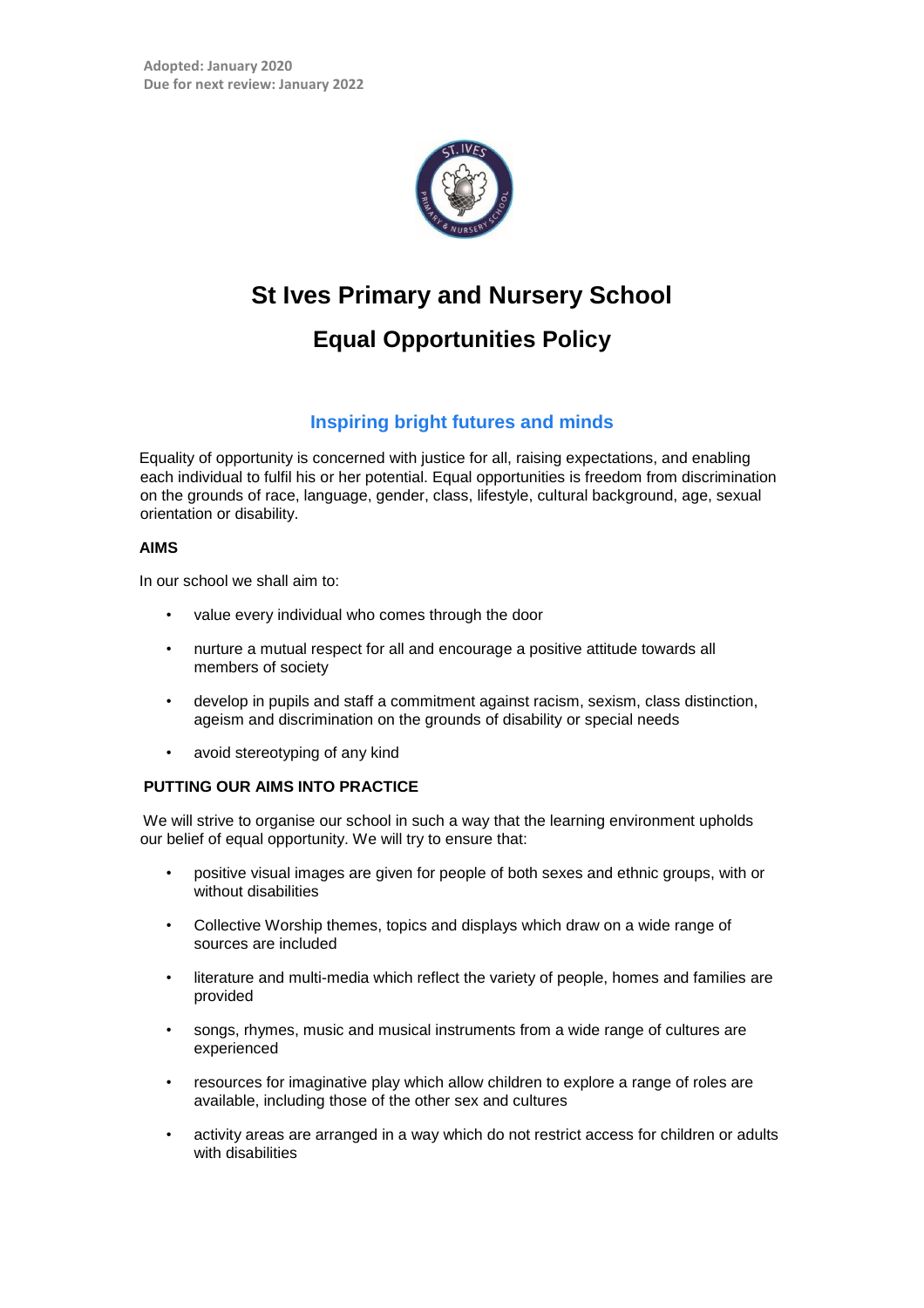**Adopted: January 2020**
**Due for next review: January 2022**

# St Ives Primary and Nursery School

# Equal Opportunities Policy

## Inspiring bright futures and minds

Equality of opportunity is concerned with justice for all, raising expectations, and enabling each individual to fulfil his or her potential. Equal opportunities is freedom from discrimination on the grounds of race, language, gender, class, lifestyle, cultural background, age, sexual orientation or disability.

### AIMS

In our school we shall aim to:

- value every individual who comes through the door
- nurture a mutual respect for all and encourage a positive attitude towards all members of society
- develop in pupils and staff a commitment against racism, sexism, class distinction, ageism and discrimination on the grounds of disability or special needs
- avoid stereotyping of any kind

### PUTTING OUR AIMS INTO PRACTICE

We will strive to organise our school in such a way that the learning environment upholds our belief of equal opportunity. We will try to ensure that:

- positive visual images are given for people of both sexes and ethnic groups, with or without disabilities
- Collective Worship themes, topics and displays which draw on a wide range of sources are included
- literature and multi-media which reflect the variety of people, homes and families are provided
- songs, rhymes, music and musical instruments from a wide range of cultures are experienced
- resources for imaginative play which allow children to explore a range of roles are available, including those of the other sex and cultures
- activity areas are arranged in a way which do not restrict access for children or adults with disabilities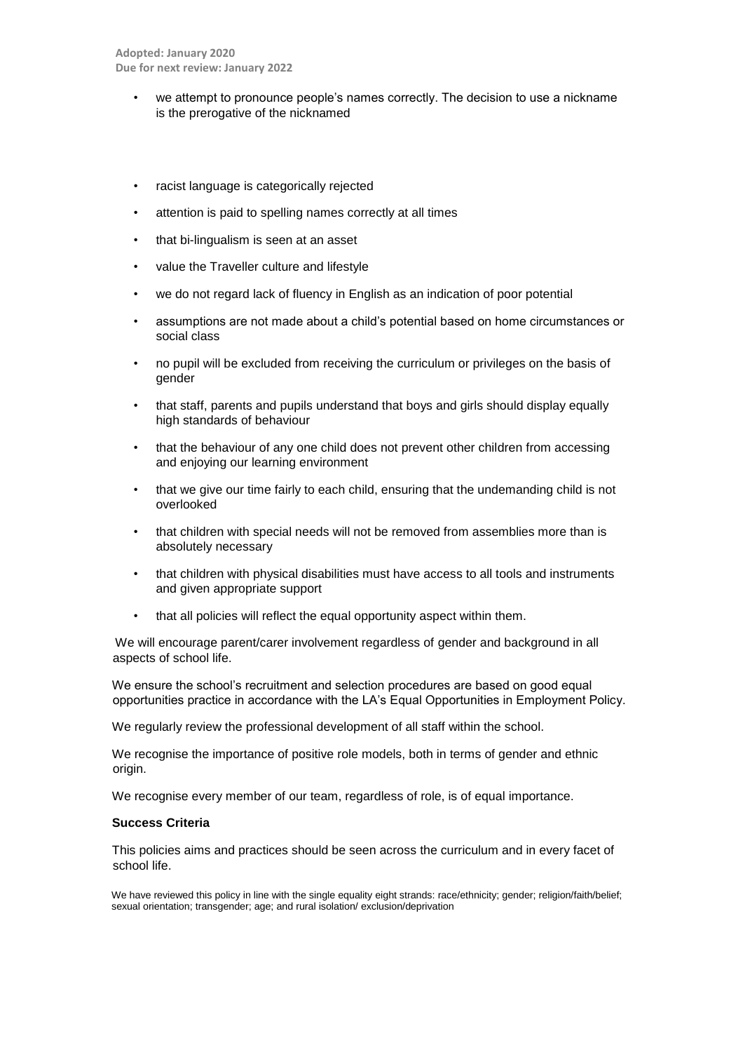- we attempt to pronounce people's names correctly. The decision to use a nickname is the prerogative of the nicknamed
- racist language is categorically rejected
- attention is paid to spelling names correctly at all times
- that bi-lingualism is seen at an asset
- value the Traveller culture and lifestyle
- we do not regard lack of fluency in English as an indication of poor potential
- assumptions are not made about a child's potential based on home circumstances or social class
- no pupil will be excluded from receiving the curriculum or privileges on the basis of gender
- that staff, parents and pupils understand that boys and girls should display equally high standards of behaviour
- that the behaviour of any one child does not prevent other children from accessing and enjoying our learning environment
- that we give our time fairly to each child, ensuring that the undemanding child is not overlooked
- that children with special needs will not be removed from assemblies more than is absolutely necessary
- that children with physical disabilities must have access to all tools and instruments and given appropriate support
- that all policies will reflect the equal opportunity aspect within them.

We will encourage parent/carer involvement regardless of gender and background in all aspects of school life.

We ensure the school's recruitment and selection procedures are based on good equal opportunities practice in accordance with the LA's Equal Opportunities in Employment Policy.

We regularly review the professional development of all staff within the school.

We recognise the importance of positive role models, both in terms of gender and ethnic origin.

We recognise every member of our team, regardless of role, is of equal importance.

**Success Criteria**

This policies aims and practices should be seen across the curriculum and in every facet of school life.

We have reviewed this policy in line with the single equality eight strands: race/ethnicity; gender; religion/faith/belief; sexual orientation; transgender; age; and rural isolation/ exclusion/deprivation